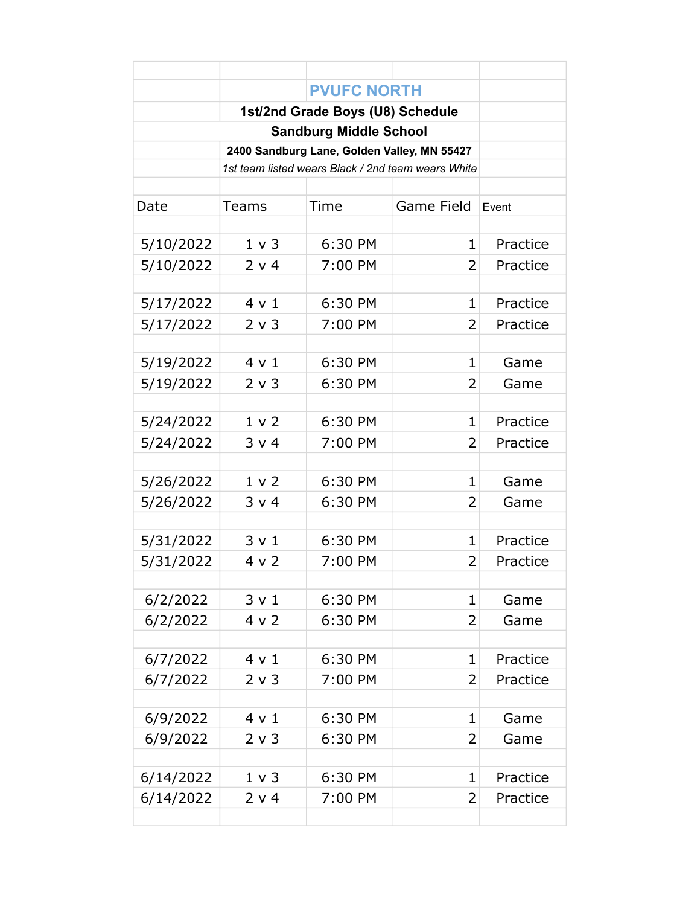# PVUFC NORTH

## 1st/2nd Grade Boys (U8) Schedule

## Sandburg Middle School

**2400 Sandburg Lane, Golden Valley, MN 55427**

*1st team listed wears Black / 2nd team wears White*

| Date | Teams | Time | Game Field | Event |
|---|---|---|---|---|
| 5/10/2022 | 1 v 3 | 6:30 PM | 1 | Practice |
| 5/10/2022 | 2 v 4 | 7:00 PM | 2 | Practice |
| | | | | |
| 5/17/2022 | 4 v 1 | 6:30 PM | 1 | Practice |
| 5/17/2022 | 2 v 3 | 7:00 PM | 2 | Practice |
| | | | | |
| 5/19/2022 | 4 v 1 | 6:30 PM | 1 | Game |
| 5/19/2022 | 2 v 3 | 6:30 PM | 2 | Game |
| | | | | |
| 5/24/2022 | 1 v 2 | 6:30 PM | 1 | Practice |
| 5/24/2022 | 3 v 4 | 7:00 PM | 2 | Practice |
| | | | | |
| 5/26/2022 | 1 v 2 | 6:30 PM | 1 | Game |
| 5/26/2022 | 3 v 4 | 6:30 PM | 2 | Game |
| | | | | |
| 5/31/2022 | 3 v 1 | 6:30 PM | 1 | Practice |
| 5/31/2022 | 4 v 2 | 7:00 PM | 2 | Practice |
| | | | | |
| 6/2/2022 | 3 v 1 | 6:30 PM | 1 | Game |
| 6/2/2022 | 4 v 2 | 6:30 PM | 2 | Game |
| | | | | |
| 6/7/2022 | 4 v 1 | 6:30 PM | 1 | Practice |
| 6/7/2022 | 2 v 3 | 7:00 PM | 2 | Practice |
| | | | | |
| 6/9/2022 | 4 v 1 | 6:30 PM | 1 | Game |
| 6/9/2022 | 2 v 3 | 6:30 PM | 2 | Game |
| | | | | |
| 6/14/2022 | 1 v 3 | 6:30 PM | 1 | Practice |
| 6/14/2022 | 2 v 4 | 7:00 PM | 2 | Practice |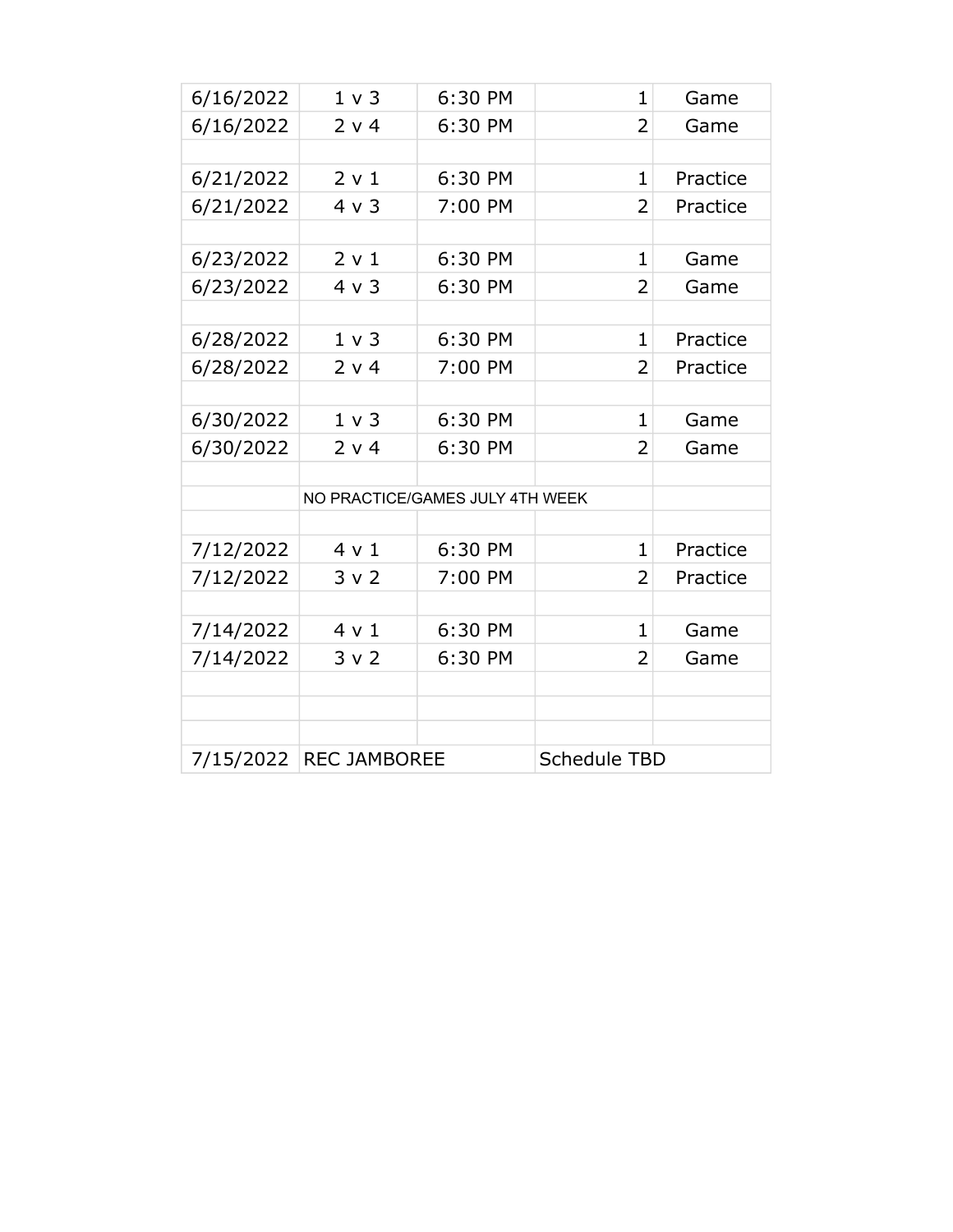| | | | | |
|---|---|---|---|---|
| 6/16/2022 | 1 v 3 | 6:30 PM | 1 | Game |
| 6/16/2022 | 2 v 4 | 6:30 PM | 2 | Game |
| | | | | |
| 6/21/2022 | 2 v 1 | 6:30 PM | 1 | Practice |
| 6/21/2022 | 4 v 3 | 7:00 PM | 2 | Practice |
| | | | | |
| 6/23/2022 | 2 v 1 | 6:30 PM | 1 | Game |
| 6/23/2022 | 4 v 3 | 6:30 PM | 2 | Game |
| | | | | |
| 6/28/2022 | 1 v 3 | 6:30 PM | 1 | Practice |
| 6/28/2022 | 2 v 4 | 7:00 PM | 2 | Practice |
| | | | | |
| 6/30/2022 | 1 v 3 | 6:30 PM | 1 | Game |
| 6/30/2022 | 2 v 4 | 6:30 PM | 2 | Game |
| | | | | |
| | NO PRACTICE/GAMES JULY 4TH WEEK | | | |
| | | | | |
| 7/12/2022 | 4 v 1 | 6:30 PM | 1 | Practice |
| 7/12/2022 | 3 v 2 | 7:00 PM | 2 | Practice |
| | | | | |
| 7/14/2022 | 4 v 1 | 6:30 PM | 1 | Game |
| 7/14/2022 | 3 v 2 | 6:30 PM | 2 | Game |
| | | | | |
| | | | | |
| | | | | |
| 7/15/2022 | REC JAMBOREE | | Schedule TBD | |